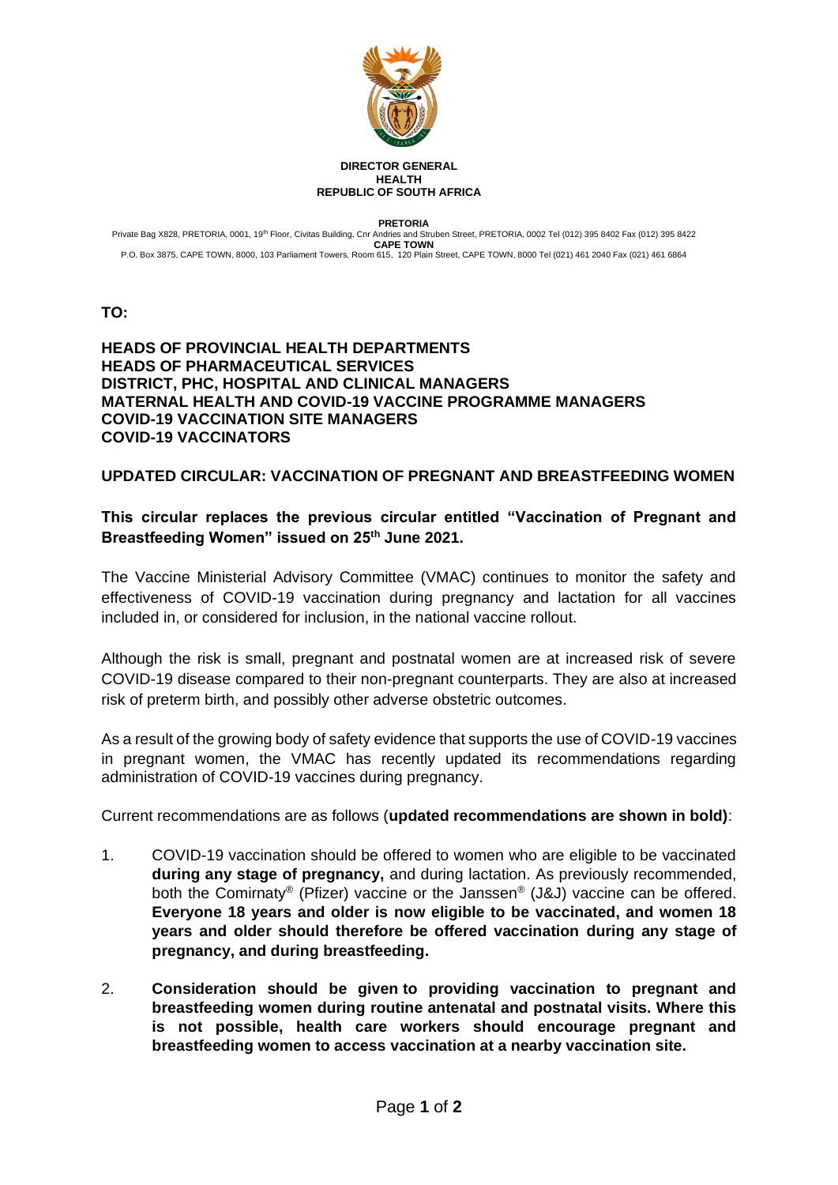**DIRECTOR GENERAL**
**HEALTH**
**REPUBLIC OF SOUTH AFRICA**

**PRETORIA**
Private Bag X828, PRETORIA, 0001, 19th Floor, Civitas Building, Cnr Andries and Struben Street, PRETORIA, 0002 Tel (012) 395 8402 Fax (012) 395 8422
**CAPE TOWN**
P.O. Box 3875, CAPE TOWN, 8000, 103 Parliament Towers, Room 615, 120 Plain Street, CAPE TOWN, 8000 Tel (021) 461 2040 Fax (021) 461 6864

**TO:**

**HEADS OF PROVINCIAL HEALTH DEPARTMENTS**
**HEADS OF PHARMACEUTICAL SERVICES**
**DISTRICT, PHC, HOSPITAL AND CLINICAL MANAGERS**
**MATERNAL HEALTH AND COVID-19 VACCINE PROGRAMME MANAGERS**
**COVID-19 VACCINATION SITE MANAGERS**
**COVID-19 VACCINATORS**

## UPDATED CIRCULAR: VACCINATION OF PREGNANT AND BREASTFEEDING WOMEN

**This circular replaces the previous circular entitled "Vaccination of Pregnant and Breastfeeding Women" issued on 25th June 2021.**

The Vaccine Ministerial Advisory Committee (VMAC) continues to monitor the safety and effectiveness of COVID-19 vaccination during pregnancy and lactation for all vaccines included in, or considered for inclusion, in the national vaccine rollout.

Although the risk is small, pregnant and postnatal women are at increased risk of severe COVID-19 disease compared to their non-pregnant counterparts. They are also at increased risk of preterm birth, and possibly other adverse obstetric outcomes.

As a result of the growing body of safety evidence that supports the use of COVID-19 vaccines in pregnant women, the VMAC has recently updated its recommendations regarding administration of COVID-19 vaccines during pregnancy.

Current recommendations are as follows (**updated recommendations are shown in bold)**:

1. COVID-19 vaccination should be offered to women who are eligible to be vaccinated **during any stage of pregnancy,** and during lactation. As previously recommended, both the Comirnaty® (Pfizer) vaccine or the Janssen® (J&J) vaccine can be offered. **Everyone 18 years and older is now eligible to be vaccinated, and women 18 years and older should therefore be offered vaccination during any stage of pregnancy, and during breastfeeding.**

2. **Consideration should be given to providing vaccination to pregnant and breastfeeding women during routine antenatal and postnatal visits. Where this is not possible, health care workers should encourage pregnant and breastfeeding women to access vaccination at a nearby vaccination site.**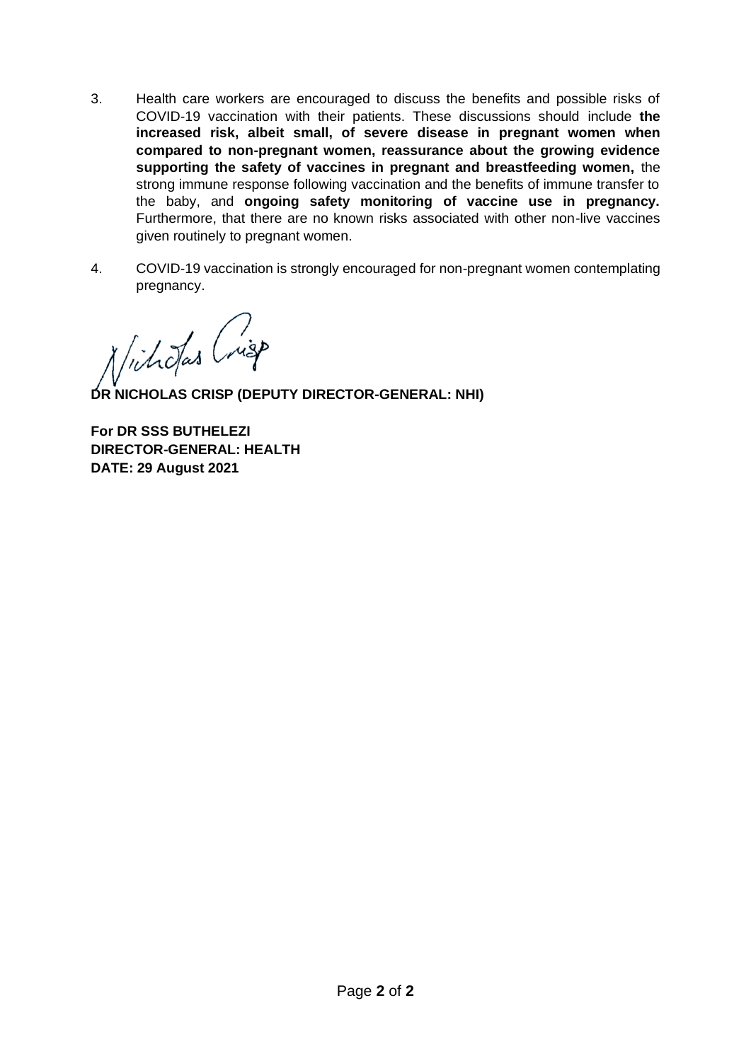3. Health care workers are encouraged to discuss the benefits and possible risks of COVID-19 vaccination with their patients. These discussions should include **the increased risk, albeit small, of severe disease in pregnant women when compared to non-pregnant women, reassurance about the growing evidence supporting the safety of vaccines in pregnant and breastfeeding women,** the strong immune response following vaccination and the benefits of immune transfer to the baby, and **ongoing safety monitoring of vaccine use in pregnancy.** Furthermore, that there are no known risks associated with other non-live vaccines given routinely to pregnant women.

4. COVID-19 vaccination is strongly encouraged for non-pregnant women contemplating pregnancy.

Nicholas Crisp

**DR NICHOLAS CRISP (DEPUTY DIRECTOR-GENERAL: NHI)**

**For DR SSS BUTHELEZI**
**DIRECTOR-GENERAL: HEALTH**
**DATE: 29 August 2021**